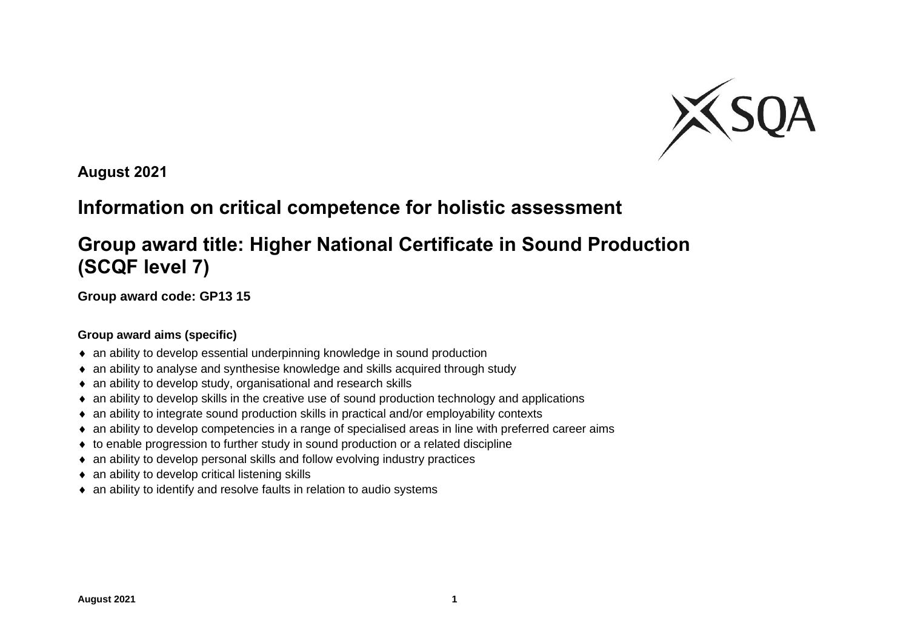**August 2021**

# Information on critical competence for holistic assessment

# Group award title: Higher National Certificate in Sound Production (SCQF level 7)

**Group award code: GP13 15**

### Group award aims (specific)

- an ability to develop essential underpinning knowledge in sound production
- an ability to analyse and synthesise knowledge and skills acquired through study
- an ability to develop study, organisational and research skills
- an ability to develop skills in the creative use of sound production technology and applications
- an ability to integrate sound production skills in practical and/or employability contexts
- an ability to develop competencies in a range of specialised areas in line with preferred career aims
- to enable progression to further study in sound production or a related discipline
- an ability to develop personal skills and follow evolving industry practices
- an ability to develop critical listening skills
- an ability to identify and resolve faults in relation to audio systems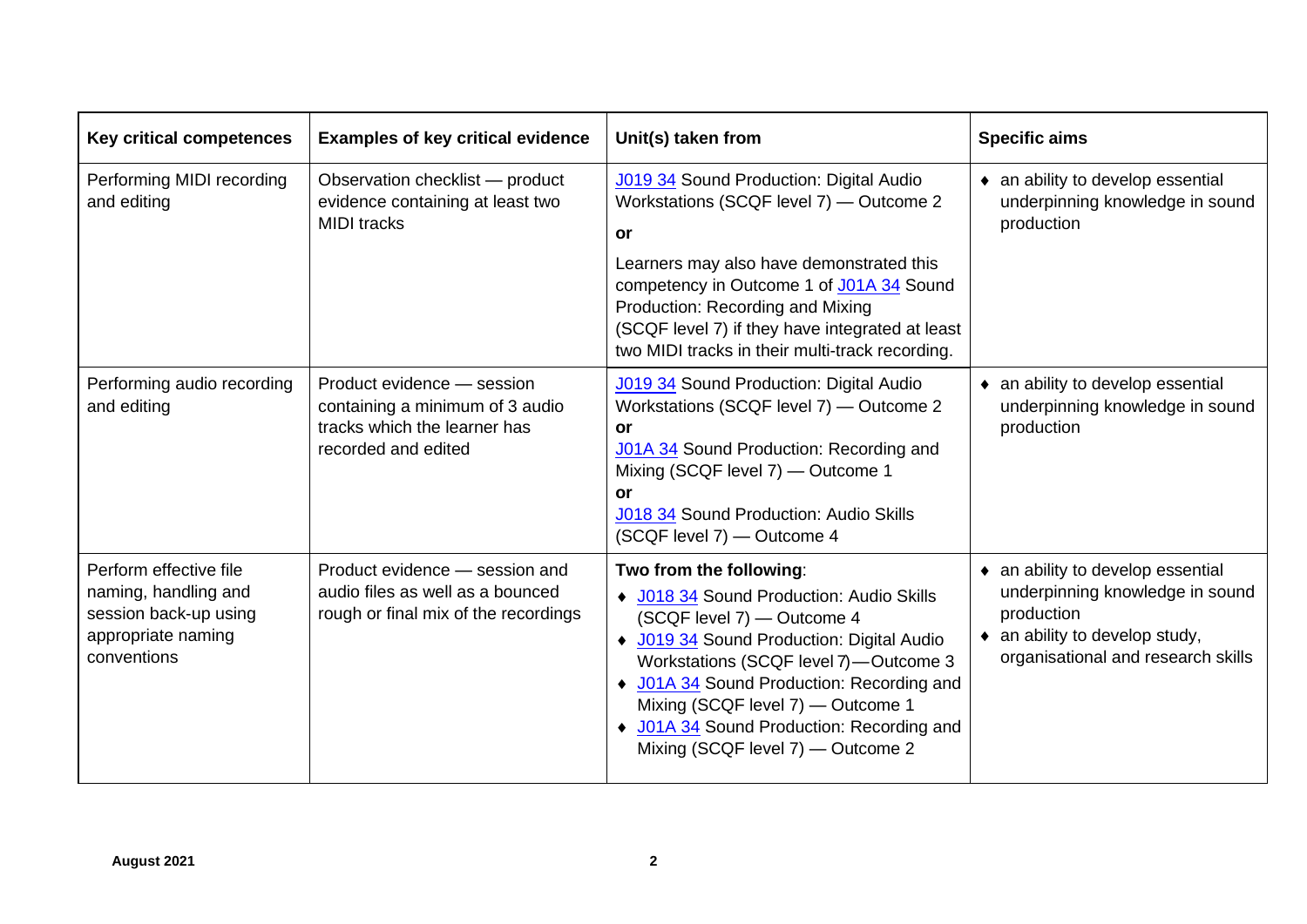| Key critical competences | Examples of key critical evidence | Unit(s) taken from | Specific aims |
|---|---|---|---|
| Performing MIDI recording and editing | Observation checklist — product evidence containing at least two MIDI tracks | J019 34 Sound Production: Digital Audio Workstations (SCQF level 7) — Outcome 2<br>**or**<br>Learners may also have demonstrated this competency in Outcome 1 of J01A 34 Sound Production: Recording and Mixing (SCQF level 7) if they have integrated at least two MIDI tracks in their multi-track recording. | ♦ an ability to develop essential underpinning knowledge in sound production |
| Performing audio recording and editing | Product evidence — session containing a minimum of 3 audio tracks which the learner has recorded and edited | J019 34 Sound Production: Digital Audio Workstations (SCQF level 7) — Outcome 2<br>**or**<br>J01A 34 Sound Production: Recording and Mixing (SCQF level 7) — Outcome 1<br>**or**<br>J018 34 Sound Production: Audio Skills (SCQF level 7) — Outcome 4 | ♦ an ability to develop essential underpinning knowledge in sound production |
| Perform effective file naming, handling and session back-up using appropriate naming conventions | Product evidence — session and audio files as well as a bounced rough or final mix of the recordings | **Two from the following**:<br>♦ J018 34 Sound Production: Audio Skills (SCQF level 7) — Outcome 4<br>♦ J019 34 Sound Production: Digital Audio Workstations (SCQF level 7)—Outcome 3<br>♦ J01A 34 Sound Production: Recording and Mixing (SCQF level 7) — Outcome 1<br>♦ J01A 34 Sound Production: Recording and Mixing (SCQF level 7) — Outcome 2 | ♦ an ability to develop essential underpinning knowledge in sound production<br>♦ an ability to develop study, organisational and research skills |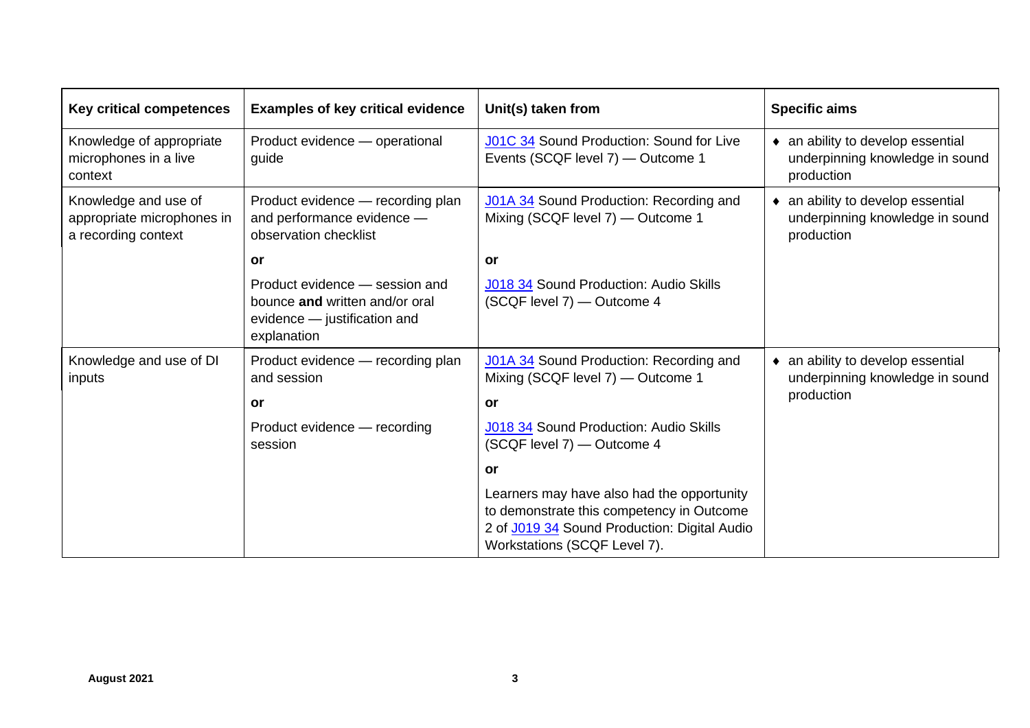| Key critical competences | Examples of key critical evidence | Unit(s) taken from | Specific aims |
|---|---|---|---|
| Knowledge of appropriate microphones in a live context | Product evidence — operational guide | J01C 34 Sound Production: Sound for Live Events (SCQF level 7) — Outcome 1 | ♦ an ability to develop essential underpinning knowledge in sound production |
| Knowledge and use of appropriate microphones in a recording context | Product evidence — recording plan and performance evidence — observation checklist<br><br>**or**<br><br>Product evidence — session and bounce **and** written and/or oral evidence — justification and explanation | J01A 34 Sound Production: Recording and Mixing (SCQF level 7) — Outcome 1<br><br>**or**<br><br>J018 34 Sound Production: Audio Skills (SCQF level 7) — Outcome 4 | ♦ an ability to develop essential underpinning knowledge in sound production |
| Knowledge and use of DI inputs | Product evidence — recording plan and session<br><br>**or**<br><br>Product evidence — recording session | J01A 34 Sound Production: Recording and Mixing (SCQF level 7) — Outcome 1<br><br>**or**<br><br>J018 34 Sound Production: Audio Skills (SCQF level 7) — Outcome 4<br><br>**or**<br><br>Learners may have also had the opportunity to demonstrate this competency in Outcome 2 of J019 34 Sound Production: Digital Audio Workstations (SCQF Level 7). | ♦ an ability to develop essential underpinning knowledge in sound production |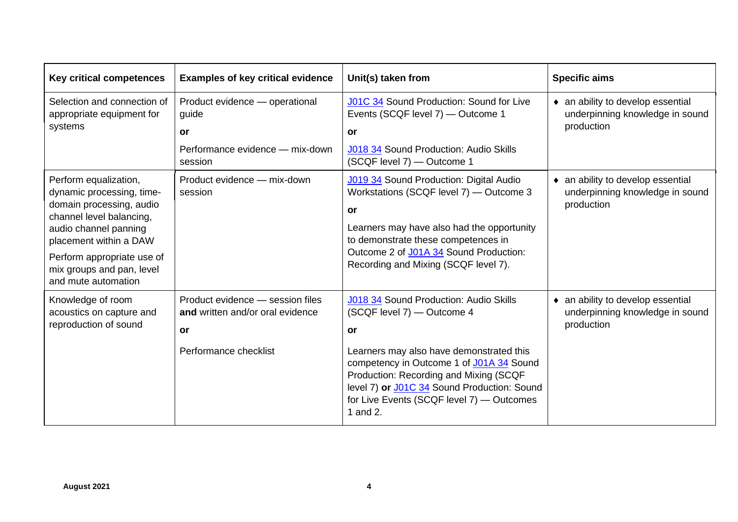| Key critical competences | Examples of key critical evidence | Unit(s) taken from | Specific aims |
|---|---|---|---|
| Selection and connection of appropriate equipment for systems | Product evidence — operational guide<br>**or**<br>Performance evidence — mix-down session | J01C 34 Sound Production: Sound for Live Events (SCQF level 7) — Outcome 1<br>**or**<br>J018 34 Sound Production: Audio Skills (SCQF level 7) — Outcome 1 | ♦ an ability to develop essential underpinning knowledge in sound production |
| Perform equalization, dynamic processing, time-domain processing, audio channel level balancing, audio channel panning placement within a DAW<br>Perform appropriate use of mix groups and pan, level and mute automation | Product evidence — mix-down session | J019 34 Sound Production: Digital Audio Workstations (SCQF level 7) — Outcome 3<br>**or**<br>Learners may have also had the opportunity to demonstrate these competences in Outcome 2 of J01A 34 Sound Production: Recording and Mixing (SCQF level 7). | ♦ an ability to develop essential underpinning knowledge in sound production |
| Knowledge of room acoustics on capture and reproduction of sound | Product evidence — session files **and** written and/or oral evidence<br>**or**<br>Performance checklist | J018 34 Sound Production: Audio Skills (SCQF level 7) — Outcome 4<br>**or**<br>Learners may also have demonstrated this competency in Outcome 1 of J01A 34 Sound Production: Recording and Mixing (SCQF level 7) **or** J01C 34 Sound Production: Sound for Live Events (SCQF level 7) — Outcomes 1 and 2. | ♦ an ability to develop essential underpinning knowledge in sound production |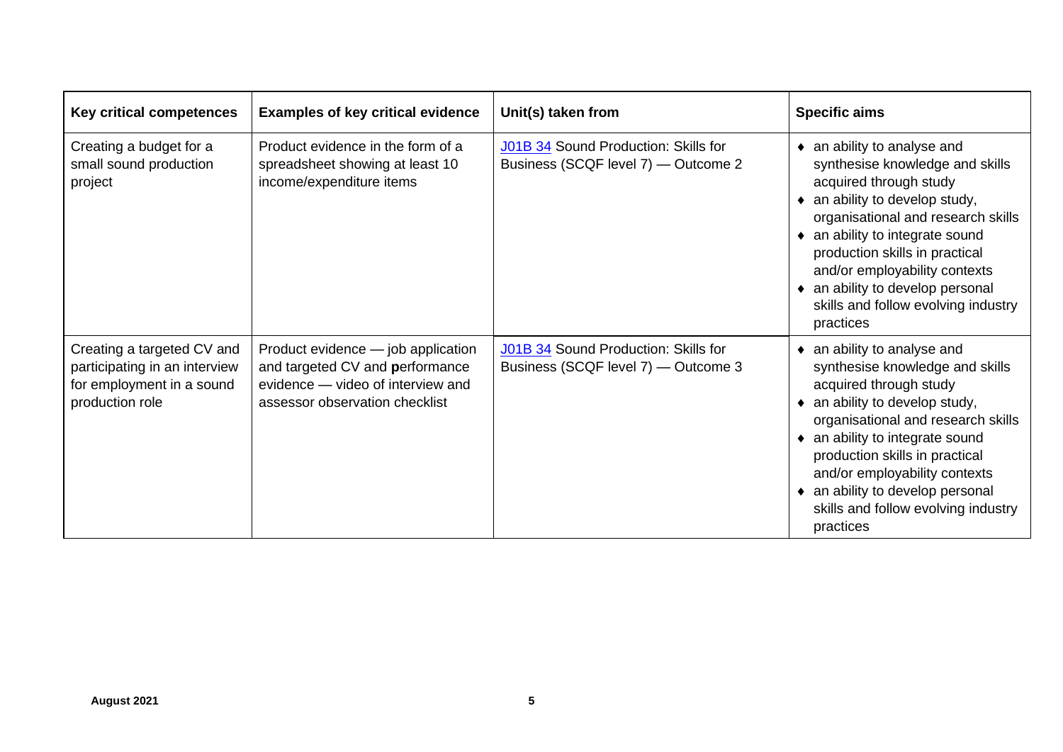| Key critical competences | Examples of key critical evidence | Unit(s) taken from | Specific aims |
|---|---|---|---|
| Creating a budget for a small sound production project | Product evidence in the form of a spreadsheet showing at least 10 income/expenditure items | J01B 34 Sound Production: Skills for Business (SCQF level 7) — Outcome 2 | ♦ an ability to analyse and synthesise knowledge and skills acquired through study<br>♦ an ability to develop study, organisational and research skills<br>♦ an ability to integrate sound production skills in practical and/or employability contexts<br>♦ an ability to develop personal skills and follow evolving industry practices |
| Creating a targeted CV and participating in an interview for employment in a sound production role | Product evidence — job application and targeted CV and performance evidence — video of interview and assessor observation checklist | J01B 34 Sound Production: Skills for Business (SCQF level 7) — Outcome 3 | ♦ an ability to analyse and synthesise knowledge and skills acquired through study<br>♦ an ability to develop study, organisational and research skills<br>♦ an ability to integrate sound production skills in practical and/or employability contexts<br>♦ an ability to develop personal skills and follow evolving industry practices |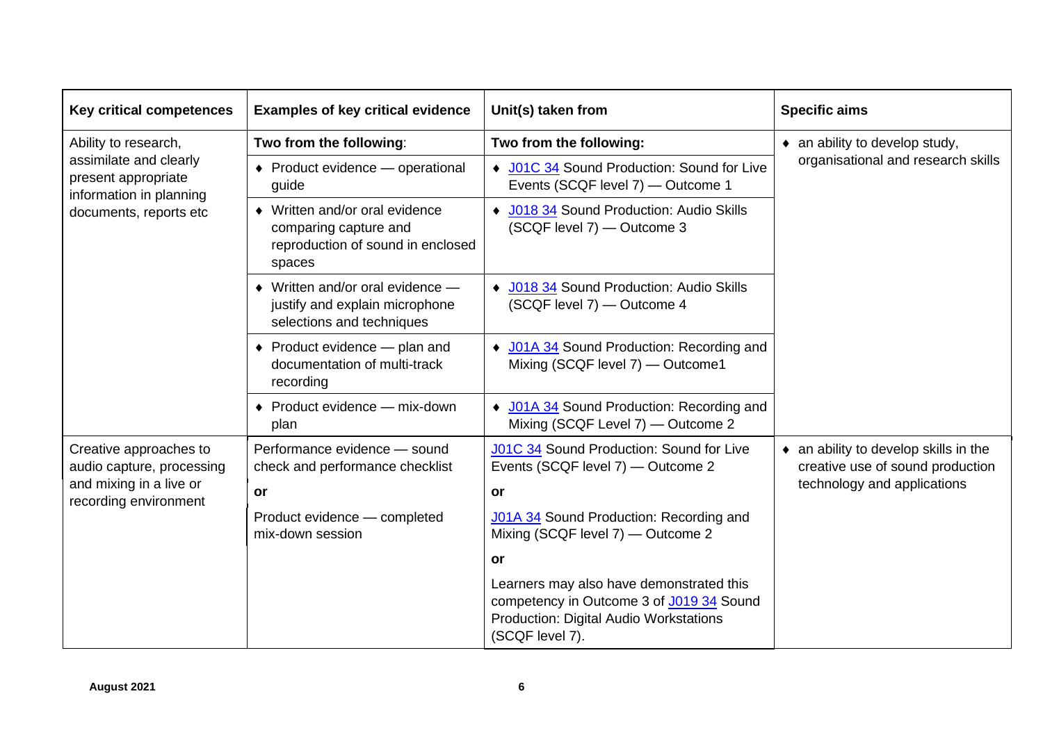| Key critical competences | Examples of key critical evidence | Unit(s) taken from | Specific aims |
|---|---|---|---|
| Ability to research, assimilate and clearly present appropriate information in planning documents, reports etc | **Two from the following**: | **Two from the following:** | ♦ an ability to develop study, organisational and research skills |
| | ♦ Product evidence — operational guide | ♦ J01C 34 Sound Production: Sound for Live Events (SCQF level 7) — Outcome 1 | |
| | ♦ Written and/or oral evidence comparing capture and reproduction of sound in enclosed spaces | ♦ J018 34 Sound Production: Audio Skills (SCQF level 7) — Outcome 3 | |
| | ♦ Written and/or oral evidence — justify and explain microphone selections and techniques | ♦ J018 34 Sound Production: Audio Skills (SCQF level 7) — Outcome 4 | |
| | ♦ Product evidence — plan and documentation of multi-track recording | ♦ J01A 34 Sound Production: Recording and Mixing (SCQF level 7) — Outcome1 | |
| | ♦ Product evidence — mix-down plan | ♦ J01A 34 Sound Production: Recording and Mixing (SCQF Level 7) — Outcome 2 | |
| Creative approaches to audio capture, processing and mixing in a live or recording environment | Performance evidence — sound check and performance checklist | J01C 34 Sound Production: Sound for Live Events (SCQF level 7) — Outcome 2 | ♦ an ability to develop skills in the creative use of sound production technology and applications |
| | **or** | **or** | |
| | Product evidence — completed mix-down session | J01A 34 Sound Production: Recording and Mixing (SCQF level 7) — Outcome 2 | |
| | | **or** | |
| | | Learners may also have demonstrated this competency in Outcome 3 of J019 34 Sound Production: Digital Audio Workstations (SCQF level 7). | |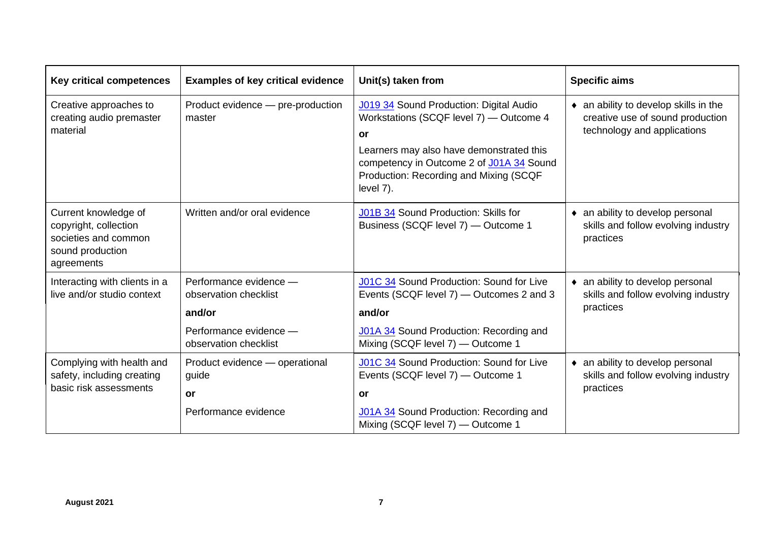| Key critical competences | Examples of key critical evidence | Unit(s) taken from | Specific aims |
|---|---|---|---|
| Creative approaches to creating audio premaster material | Product evidence — pre-production master | J019 34 Sound Production: Digital Audio Workstations (SCQF level 7) — Outcome 4<br><br>**or**<br><br>Learners may also have demonstrated this competency in Outcome 2 of J01A 34 Sound Production: Recording and Mixing (SCQF level 7). | ♦ an ability to develop skills in the creative use of sound production technology and applications |
| Current knowledge of copyright, collection societies and common sound production agreements | Written and/or oral evidence | J01B 34 Sound Production: Skills for Business (SCQF level 7) — Outcome 1 | ♦ an ability to develop personal skills and follow evolving industry practices |
| Interacting with clients in a live and/or studio context | Performance evidence — observation checklist<br><br>**and/or**<br><br>Performance evidence — observation checklist | J01C 34 Sound Production: Sound for Live Events (SCQF level 7) — Outcomes 2 and 3<br><br>**and/or**<br><br>J01A 34 Sound Production: Recording and Mixing (SCQF level 7) — Outcome 1 | ♦ an ability to develop personal skills and follow evolving industry practices |
| Complying with health and safety, including creating basic risk assessments | Product evidence — operational guide<br><br>**or**<br><br>Performance evidence | J01C 34 Sound Production: Sound for Live Events (SCQF level 7) — Outcome 1<br><br>**or**<br><br>J01A 34 Sound Production: Recording and Mixing (SCQF level 7) — Outcome 1 | ♦ an ability to develop personal skills and follow evolving industry practices |

**August 2021**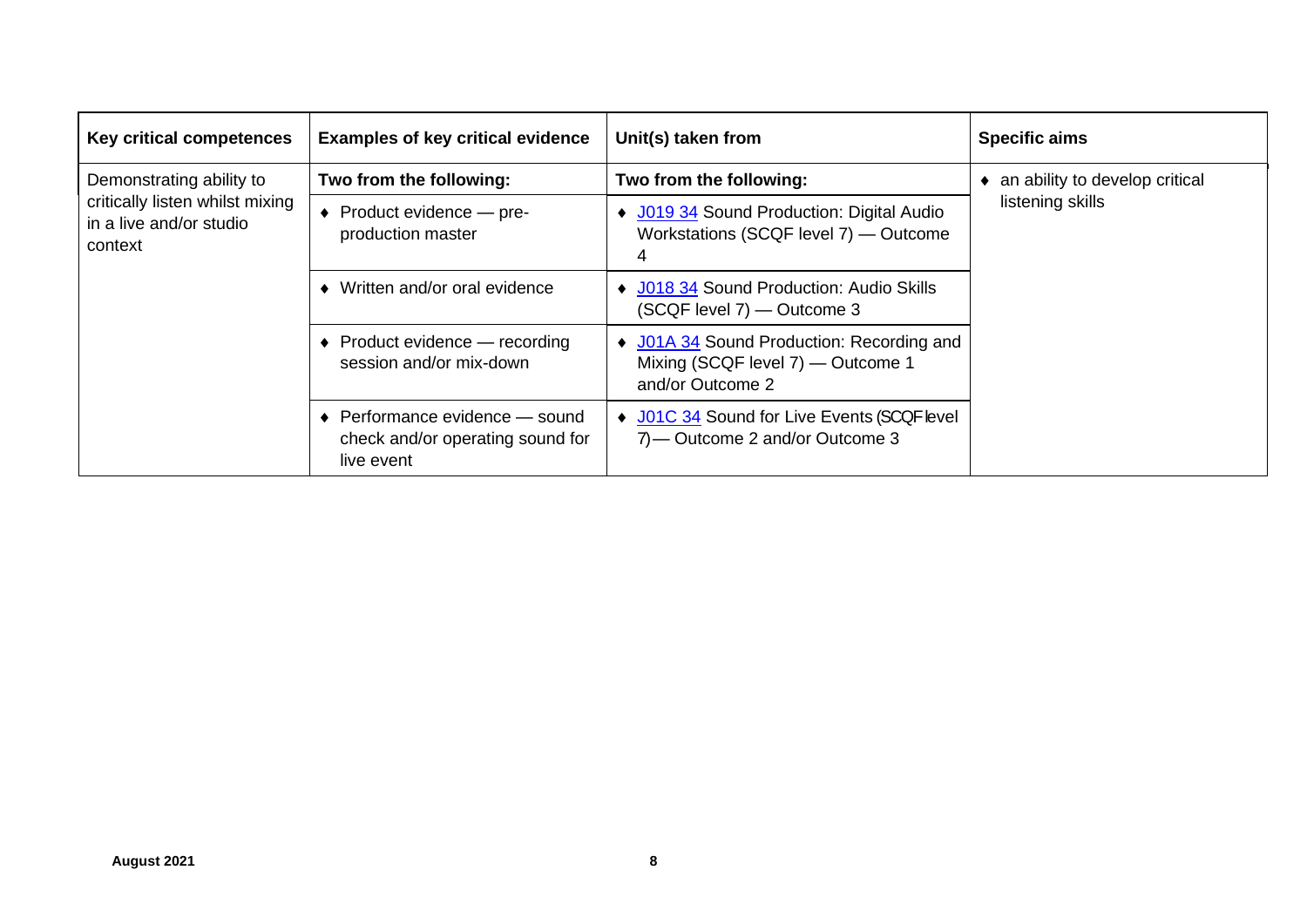| Key critical competences | Examples of key critical evidence | Unit(s) taken from | Specific aims |
|---|---|---|---|
| Demonstrating ability to critically listen whilst mixing in a live and/or studio context | **Two from the following:** | **Two from the following:** | ♦ an ability to develop critical listening skills |
| | ♦ Product evidence — pre-production master | ♦ J019 34 Sound Production: Digital Audio Workstations (SCQF level 7) — Outcome 4 | |
| | ♦ Written and/or oral evidence | ♦ J018 34 Sound Production: Audio Skills (SCQF level 7) — Outcome 3 | |
| | ♦ Product evidence — recording session and/or mix-down | ♦ J01A 34 Sound Production: Recording and Mixing (SCQF level 7) — Outcome 1 and/or Outcome 2 | |
| | ♦ Performance evidence — sound check and/or operating sound for live event | ♦ J01C 34 Sound for Live Events (SCQF level 7) — Outcome 2 and/or Outcome 3 | |

August 2021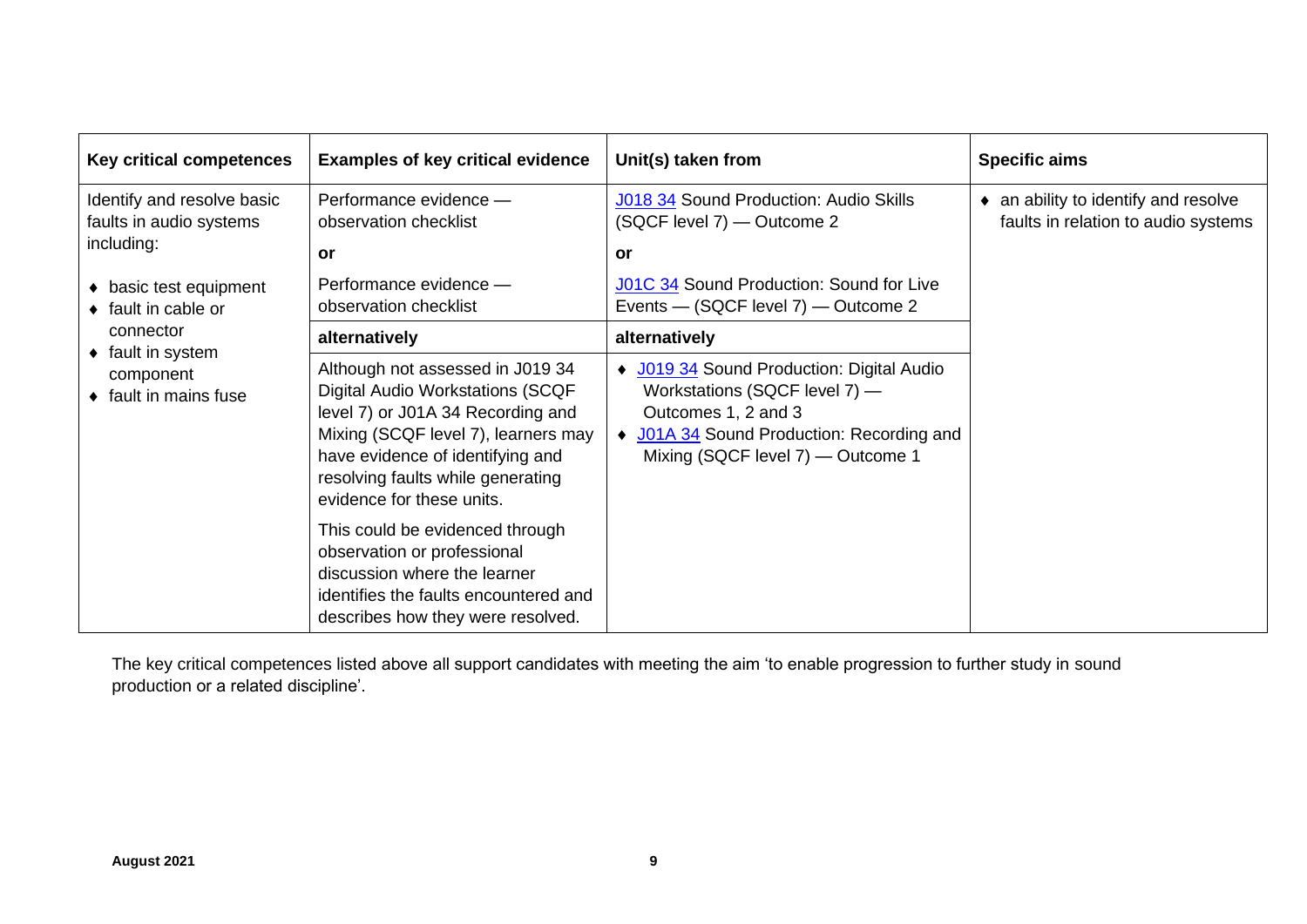| Key critical competences | Examples of key critical evidence | Unit(s) taken from | Specific aims |
|---|---|---|---|
| Identify and resolve basic faults in audio systems including:<br>♦ basic test equipment<br>♦ fault in cable or connector<br>♦ fault in system component<br>♦ fault in mains fuse | Performance evidence — observation checklist<br>**or**<br>Performance evidence — observation checklist | J018 34 Sound Production: Audio Skills (SQCF level 7) — Outcome 2<br>**or**<br>J01C 34 Sound Production: Sound for Live Events — (SQCF level 7) — Outcome 2 | ♦ an ability to identify and resolve faults in relation to audio systems |
| | **alternatively** | **alternatively** | |
| | Although not assessed in J019 34 Digital Audio Workstations (SCQF level 7) or J01A 34 Recording and Mixing (SCQF level 7), learners may have evidence of identifying and resolving faults while generating evidence for these units.<br>This could be evidenced through observation or professional discussion where the learner identifies the faults encountered and describes how they were resolved. | ♦ J019 34 Sound Production: Digital Audio Workstations (SQCF level 7) — Outcomes 1, 2 and 3<br>♦ J01A 34 Sound Production: Recording and Mixing (SQCF level 7) — Outcome 1 | |

The key critical competences listed above all support candidates with meeting the aim 'to enable progression to further study in sound production or a related discipline'.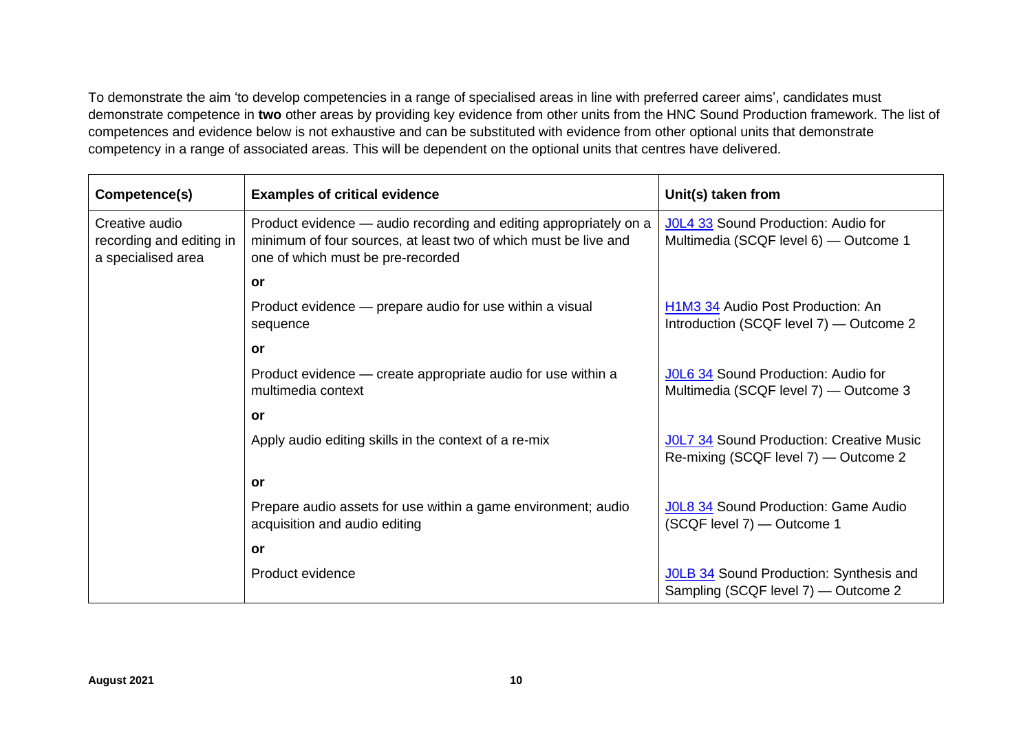To demonstrate the aim 'to develop competencies in a range of specialised areas in line with preferred career aims', candidates must demonstrate competence in **two** other areas by providing key evidence from other units from the HNC Sound Production framework. The list of competences and evidence below is not exhaustive and can be substituted with evidence from other optional units that demonstrate competency in a range of associated areas. This will be dependent on the optional units that centres have delivered.

| Competence(s) | Examples of critical evidence | Unit(s) taken from |
|---|---|---|
| Creative audio recording and editing in a specialised area | Product evidence — audio recording and editing appropriately on a minimum of four sources, at least two of which must be live and one of which must be pre-recorded | J0L4 33 Sound Production: Audio for Multimedia (SCQF level 6) — Outcome 1 |
| | **or** | |
| | Product evidence — prepare audio for use within a visual sequence | H1M3 34 Audio Post Production: An Introduction (SCQF level 7) — Outcome 2 |
| | **or** | |
| | Product evidence — create appropriate audio for use within a multimedia context | J0L6 34 Sound Production: Audio for Multimedia (SCQF level 7) — Outcome 3 |
| | **or** | |
| | Apply audio editing skills in the context of a re-mix | J0L7 34 Sound Production: Creative Music Re-mixing (SCQF level 7) — Outcome 2 |
| | **or** | |
| | Prepare audio assets for use within a game environment; audio acquisition and audio editing | J0L8 34 Sound Production: Game Audio (SCQF level 7) — Outcome 1 |
| | **or** | |
| | Product evidence | J0LB 34 Sound Production: Synthesis and Sampling (SCQF level 7) — Outcome 2 |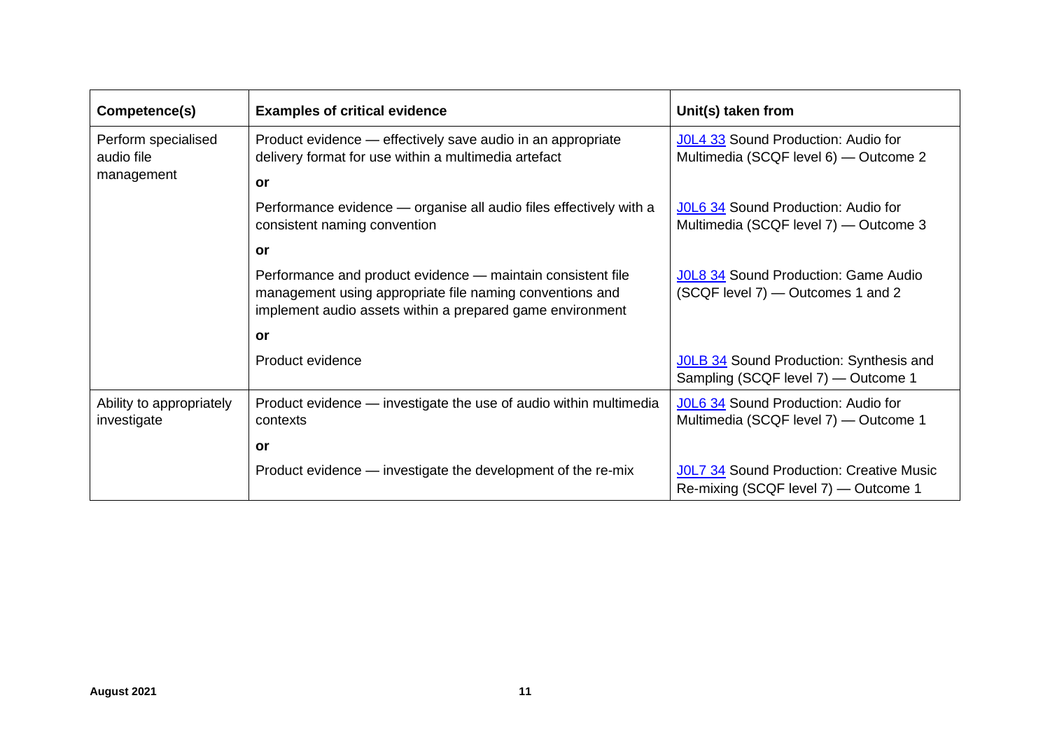| Competence(s) | Examples of critical evidence | Unit(s) taken from |
|---|---|---|
| Perform specialised audio file management | Product evidence — effectively save audio in an appropriate delivery format for use within a multimedia artefact | J0L4 33 Sound Production: Audio for Multimedia (SCQF level 6) — Outcome 2 |
| | **or** | |
| | Performance evidence — organise all audio files effectively with a consistent naming convention | J0L6 34 Sound Production: Audio for Multimedia (SCQF level 7) — Outcome 3 |
| | **or** | |
| | Performance and product evidence — maintain consistent file management using appropriate file naming conventions and implement audio assets within a prepared game environment | J0L8 34 Sound Production: Game Audio (SCQF level 7) — Outcomes 1 and 2 |
| | **or** | |
| | Product evidence | J0LB 34 Sound Production: Synthesis and Sampling (SCQF level 7) — Outcome 1 |
| Ability to appropriately investigate | Product evidence — investigate the use of audio within multimedia contexts | J0L6 34 Sound Production: Audio for Multimedia (SCQF level 7) — Outcome 1 |
| | **or** | |
| | Product evidence — investigate the development of the re-mix | J0L7 34 Sound Production: Creative Music Re-mixing (SCQF level 7) — Outcome 1 |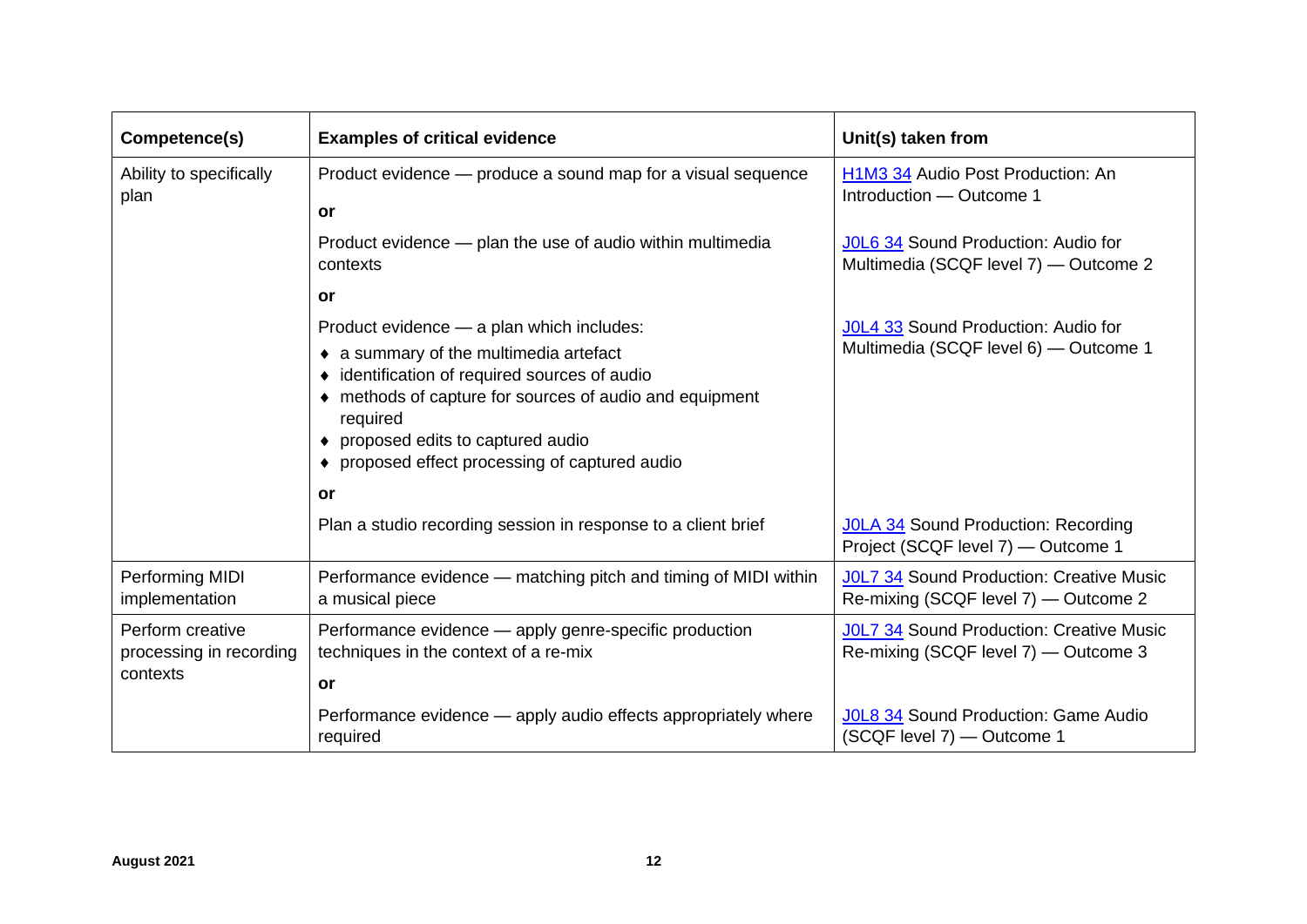| Competence(s) | Examples of critical evidence | Unit(s) taken from |
|---|---|---|
| Ability to specifically plan | Product evidence — produce a sound map for a visual sequence | H1M3 34 Audio Post Production: An Introduction — Outcome 1 |
| | **or** | |
| | Product evidence — plan the use of audio within multimedia contexts | J0L6 34 Sound Production: Audio for Multimedia (SCQF level 7) — Outcome 2 |
| | **or** | |
| | Product evidence — a plan which includes:<br>♦ a summary of the multimedia artefact<br>♦ identification of required sources of audio<br>♦ methods of capture for sources of audio and equipment required<br>♦ proposed edits to captured audio<br>♦ proposed effect processing of captured audio | J0L4 33 Sound Production: Audio for Multimedia (SCQF level 6) — Outcome 1 |
| | **or** | |
| | Plan a studio recording session in response to a client brief | J0LA 34 Sound Production: Recording Project (SCQF level 7) — Outcome 1 |
| Performing MIDI implementation | Performance evidence — matching pitch and timing of MIDI within a musical piece | J0L7 34 Sound Production: Creative Music Re-mixing (SCQF level 7) — Outcome 2 |
| Perform creative processing in recording contexts | Performance evidence — apply genre-specific production techniques in the context of a re-mix | J0L7 34 Sound Production: Creative Music Re-mixing (SCQF level 7) — Outcome 3 |
| | **or** | |
| | Performance evidence — apply audio effects appropriately where required | J0L8 34 Sound Production: Game Audio (SCQF level 7) — Outcome 1 |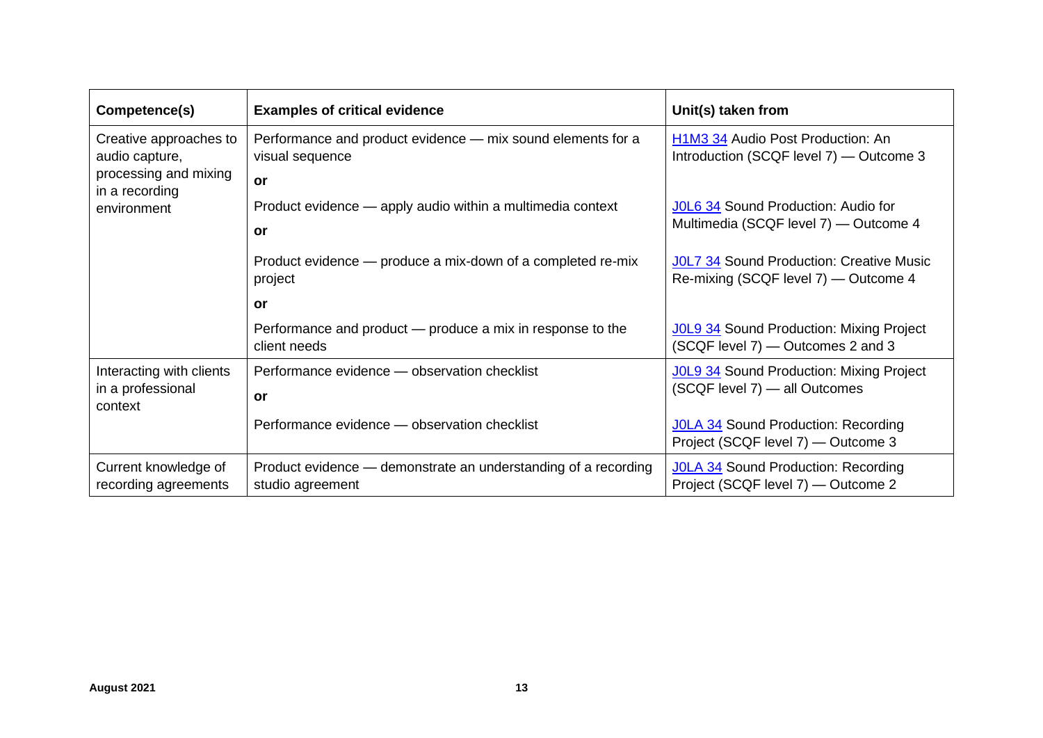| Competence(s) | Examples of critical evidence | Unit(s) taken from |
|---|---|---|
| Creative approaches to audio capture, processing and mixing in a recording environment | Performance and product evidence — mix sound elements for a visual sequence | H1M3 34 Audio Post Production: An Introduction (SCQF level 7) — Outcome 3 |
| | **or** | |
| | Product evidence — apply audio within a multimedia context | J0L6 34 Sound Production: Audio for Multimedia (SCQF level 7) — Outcome 4 |
| | **or** | |
| | Product evidence — produce a mix-down of a completed re-mix project | J0L7 34 Sound Production: Creative Music Re-mixing (SCQF level 7) — Outcome 4 |
| | **or** | |
| | Performance and product — produce a mix in response to the client needs | J0L9 34 Sound Production: Mixing Project (SCQF level 7) — Outcomes 2 and 3 |
| Interacting with clients in a professional context | Performance evidence — observation checklist | J0L9 34 Sound Production: Mixing Project (SCQF level 7) — all Outcomes |
| | **or** | |
| | Performance evidence — observation checklist | J0LA 34 Sound Production: Recording Project (SCQF level 7) — Outcome 3 |
| Current knowledge of recording agreements | Product evidence — demonstrate an understanding of a recording studio agreement | J0LA 34 Sound Production: Recording Project (SCQF level 7) — Outcome 2 |